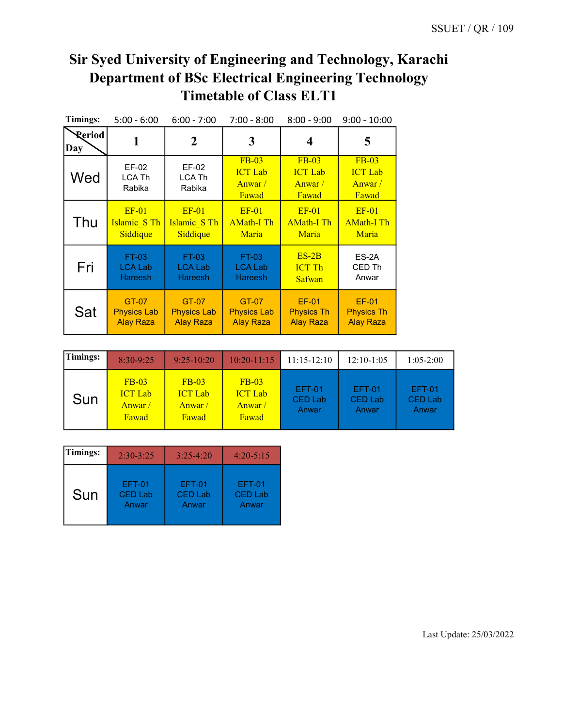SSUET / QR / 109

# Sir Syed University of Engineering and Technology, Karachi
## Department of BSc Electrical Engineering Technology
## Timetable of Class ELT1

| Timings: | 5:00 - 6:00 | 6:00 - 7:00 | 7:00 - 8:00 | 8:00 - 9:00 | 9:00 - 10:00 |
|---|---|---|---|---|---|
| Period / Day | 1 | 2 | 3 | 4 | 5 |
| Wed | EF-02 LCA Th Rabika | EF-02 LCA Th Rabika | FB-03 ICT Lab Anwar / Fawad | FB-03 ICT Lab Anwar / Fawad | FB-03 ICT Lab Anwar / Fawad |
| Thu | EF-01 Islamic_S Th Siddique | EF-01 Islamic_S Th Siddique | EF-01 AMath-I Th Maria | EF-01 AMath-I Th Maria | EF-01 AMath-I Th Maria |
| Fri | FT-03 LCA Lab Hareesh | FT-03 LCA Lab Hareesh | FT-03 LCA Lab Hareesh | ES-2B ICT Th Safwan | ES-2A CED Th Anwar |
| Sat | GT-07 Physics Lab Alay Raza | GT-07 Physics Lab Alay Raza | GT-07 Physics Lab Alay Raza | EF-01 Physics Th Alay Raza | EF-01 Physics Th Alay Raza |

| Timings: | 8:30-9:25 | 9:25-10:20 | 10:20-11:15 | 11:15-12:10 | 12:10-1:05 | 1:05-2:00 |
|---|---|---|---|---|---|---|
| Sun | FB-03 ICT Lab Anwar / Fawad | FB-03 ICT Lab Anwar / Fawad | FB-03 ICT Lab Anwar / Fawad | EFT-01 CED Lab Anwar | EFT-01 CED Lab Anwar | EFT-01 CED Lab Anwar |

| Timings: | 2:30-3:25 | 3:25-4:20 | 4:20-5:15 |
|---|---|---|---|
| Sun | EFT-01 CED Lab Anwar | EFT-01 CED Lab Anwar | EFT-01 CED Lab Anwar |

Last Update: 25/03/2022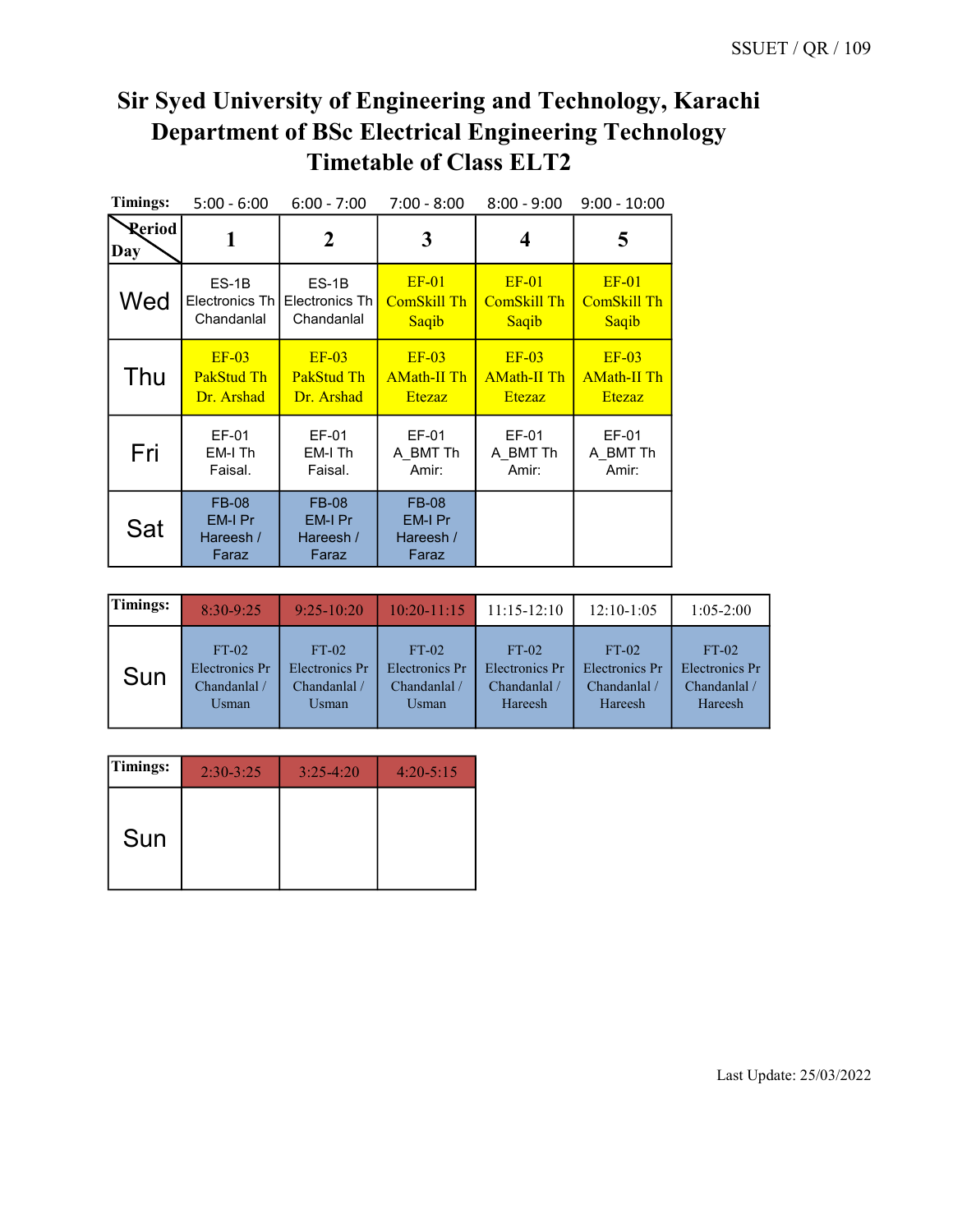SSUET / QR / 109

# Sir Syed University of Engineering and Technology, Karachi
## Department of BSc Electrical Engineering Technology
## Timetable of Class ELT2

| Timings: | 5:00 - 6:00 | 6:00 - 7:00 | 7:00 - 8:00 | 8:00 - 9:00 | 9:00 - 10:00 |
|---|---|---|---|---|---|
| Period / Day | 1 | 2 | 3 | 4 | 5 |
| Wed | ES-1B Electronics Th Chandanlal | ES-1B Electronics Th Chandanlal | EF-01 ComSkill Th Saqib | EF-01 ComSkill Th Saqib | EF-01 ComSkill Th Saqib |
| Thu | EF-03 PakStud Th Dr. Arshad | EF-03 PakStud Th Dr. Arshad | EF-03 AMath-II Th Etezaz | EF-03 AMath-II Th Etezaz | EF-03 AMath-II Th Etezaz |
| Fri | EF-01 EM-I Th Faisal. | EF-01 EM-I Th Faisal. | EF-01 A_BMT Th Amir: | EF-01 A_BMT Th Amir: | EF-01 A_BMT Th Amir: |
| Sat | FB-08 EM-I Pr Hareesh / Faraz | FB-08 EM-I Pr Hareesh / Faraz | FB-08 EM-I Pr Hareesh / Faraz | | |

| Timings: | 8:30-9:25 | 9:25-10:20 | 10:20-11:15 | 11:15-12:10 | 12:10-1:05 | 1:05-2:00 |
|---|---|---|---|---|---|---|
| Sun | FT-02 Electronics Pr Chandanlal / Usman | FT-02 Electronics Pr Chandanlal / Usman | FT-02 Electronics Pr Chandanlal / Usman | FT-02 Electronics Pr Chandanlal / Hareesh | FT-02 Electronics Pr Chandanlal / Hareesh | FT-02 Electronics Pr Chandanlal / Hareesh |

| Timings: | 2:30-3:25 | 3:25-4:20 | 4:20-5:15 |
|---|---|---|---|
| Sun | | | |

Last Update: 25/03/2022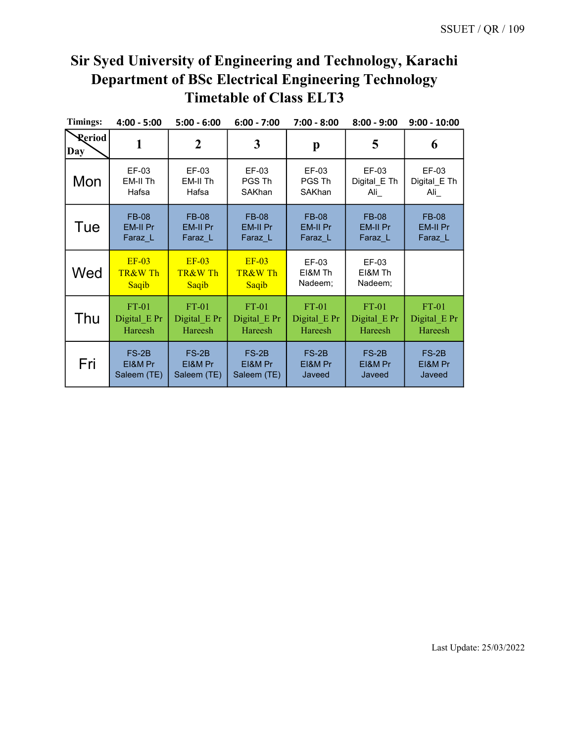SSUET / QR / 109

# Sir Syed University of Engineering and Technology, Karachi
## Department of BSc Electrical Engineering Technology
## Timetable of Class ELT3

| Timings: | 4:00 - 5:00 | 5:00 - 6:00 | 6:00 - 7:00 | 7:00 - 8:00 | 8:00 - 9:00 | 9:00 - 10:00 |
|---|---|---|---|---|---|---|
| **Period / Day** | **1** | **2** | **3** | **p** | **5** | **6** |
| Mon | EF-03 EM-II Th Hafsa | EF-03 EM-II Th Hafsa | EF-03 PGS Th SAKhan | EF-03 PGS Th SAKhan | EF-03 Digital_E Th Ali_ | EF-03 Digital_E Th Ali_ |
| Tue | FB-08 EM-II Pr Faraz_L | FB-08 EM-II Pr Faraz_L | FB-08 EM-II Pr Faraz_L | FB-08 EM-II Pr Faraz_L | FB-08 EM-II Pr Faraz_L | FB-08 EM-II Pr Faraz_L |
| Wed | EF-03 TR&W Th Saqib | EF-03 TR&W Th Saqib | EF-03 TR&W Th Saqib | EF-03 EI&M Th Nadeem; | EF-03 EI&M Th Nadeem; | |
| Thu | FT-01 Digital_E Pr Hareesh | FT-01 Digital_E Pr Hareesh | FT-01 Digital_E Pr Hareesh | FT-01 Digital_E Pr Hareesh | FT-01 Digital_E Pr Hareesh | FT-01 Digital_E Pr Hareesh |
| Fri | FS-2B EI&M Pr Saleem (TE) | FS-2B EI&M Pr Saleem (TE) | FS-2B EI&M Pr Saleem (TE) | FS-2B EI&M Pr Javeed | FS-2B EI&M Pr Javeed | FS-2B EI&M Pr Javeed |

Last Update: 25/03/2022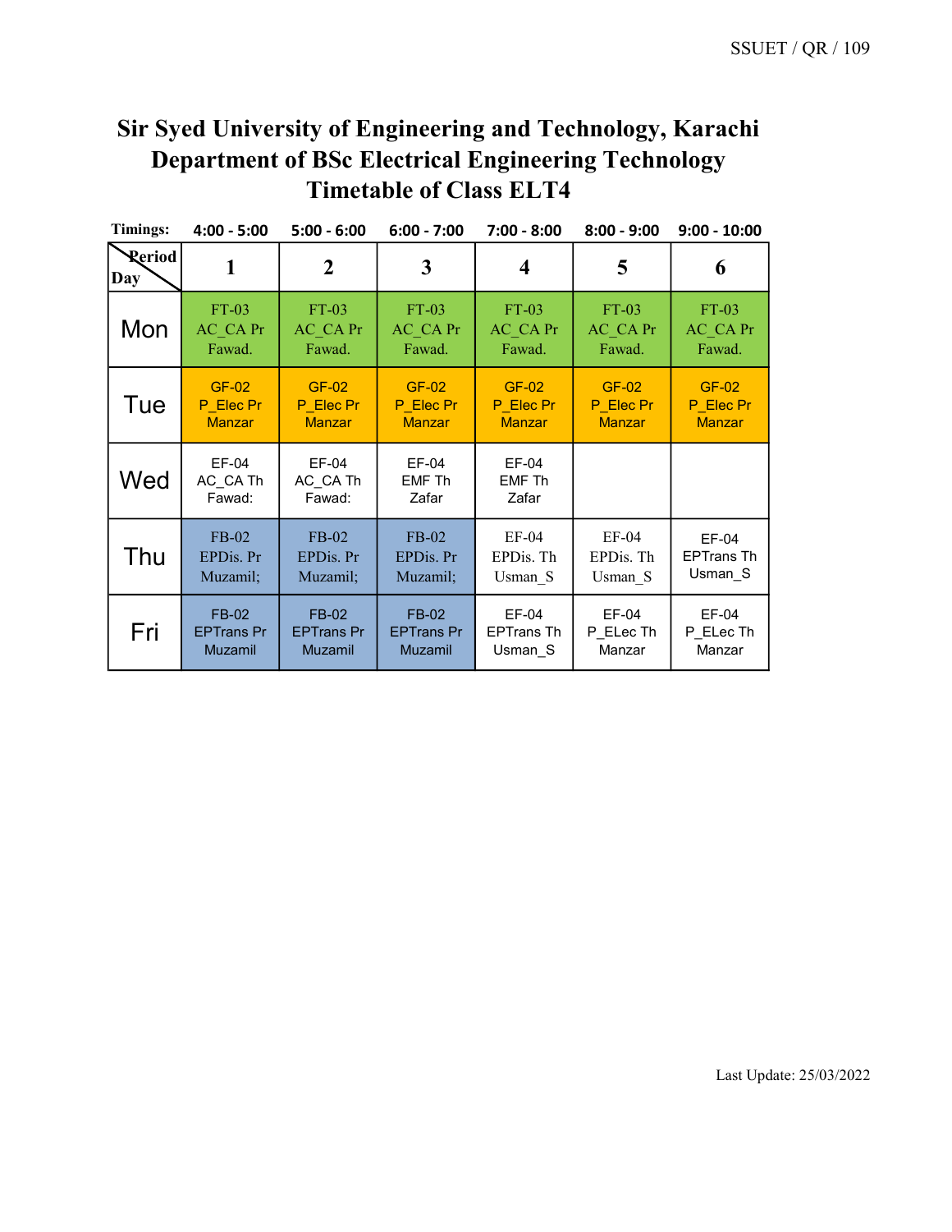SSUET / QR / 109

# Sir Syed University of Engineering and Technology, Karachi
## Department of BSc Electrical Engineering Technology
## Timetable of Class ELT4

| Timings: | 4:00 - 5:00 | 5:00 - 6:00 | 6:00 - 7:00 | 7:00 - 8:00 | 8:00 - 9:00 | 9:00 - 10:00 |
|---|---|---|---|---|---|---|
| Period / Day | 1 | 2 | 3 | 4 | 5 | 6 |
| Mon | FT-03 AC_CA Pr Fawad. | FT-03 AC_CA Pr Fawad. | FT-03 AC_CA Pr Fawad. | FT-03 AC_CA Pr Fawad. | FT-03 AC_CA Pr Fawad. | FT-03 AC_CA Pr Fawad. |
| Tue | GF-02 P_Elec Pr Manzar | GF-02 P_Elec Pr Manzar | GF-02 P_Elec Pr Manzar | GF-02 P_Elec Pr Manzar | GF-02 P_Elec Pr Manzar | GF-02 P_Elec Pr Manzar |
| Wed | EF-04 AC_CA Th Fawad: | EF-04 AC_CA Th Fawad: | EF-04 EMF Th Zafar | EF-04 EMF Th Zafar | | |
| Thu | FB-02 EPDis. Pr Muzamil; | FB-02 EPDis. Pr Muzamil; | FB-02 EPDis. Pr Muzamil; | EF-04 EPDis. Th Usman_S | EF-04 EPDis. Th Usman_S | EF-04 EPTrans Th Usman_S |
| Fri | FB-02 EPTrans Pr Muzamil | FB-02 EPTrans Pr Muzamil | FB-02 EPTrans Pr Muzamil | EF-04 EPTrans Th Usman_S | EF-04 P_ELec Th Manzar | EF-04 P_ELec Th Manzar |

Last Update: 25/03/2022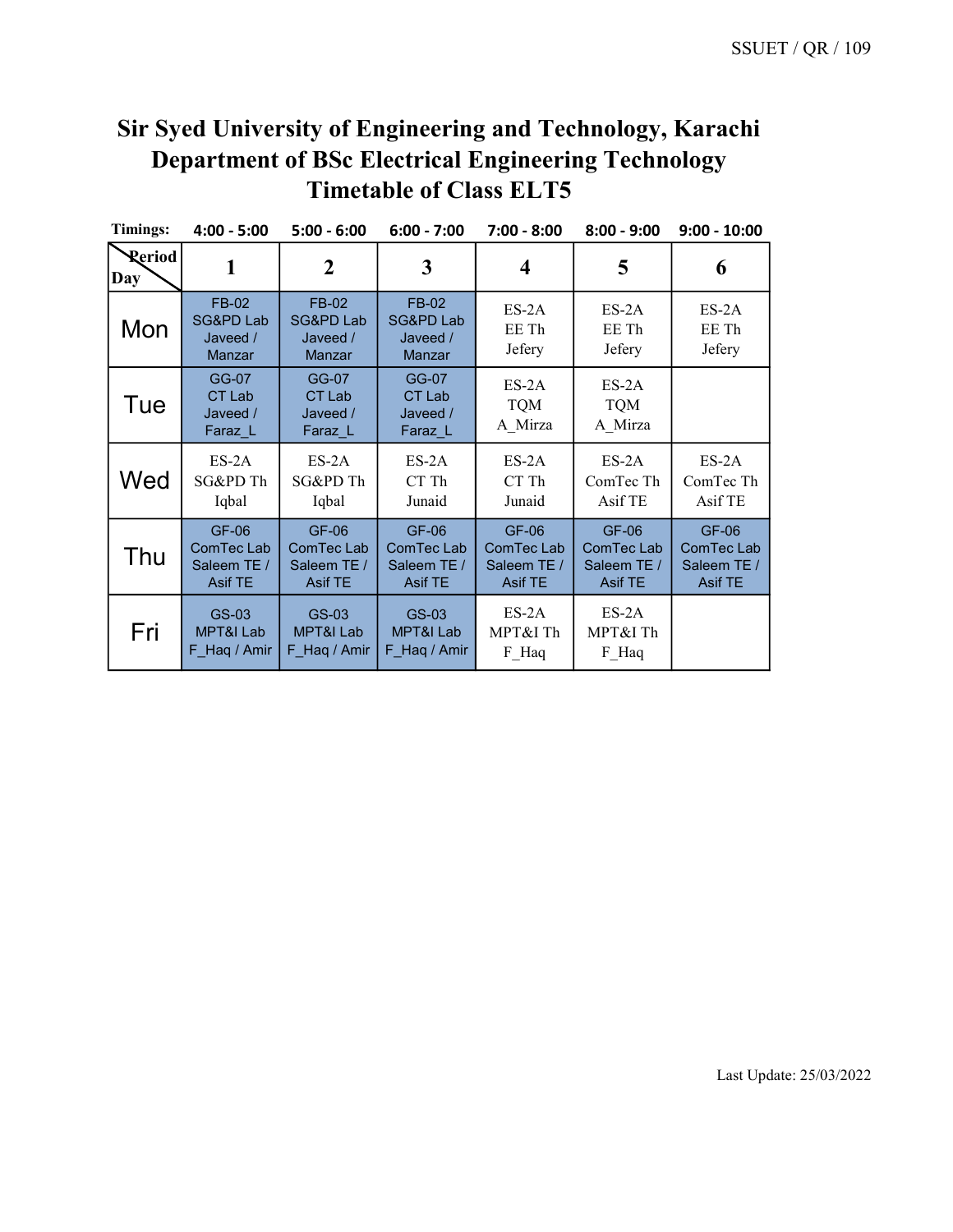# Sir Syed University of Engineering and Technology, Karachi
## Department of BSc Electrical Engineering Technology
## Timetable of Class ELT5

| Timings: | 4:00 - 5:00 | 5:00 - 6:00 | 6:00 - 7:00 | 7:00 - 8:00 | 8:00 - 9:00 | 9:00 - 10:00 |
|---|---|---|---|---|---|---|
| Period / Day | 1 | 2 | 3 | 4 | 5 | 6 |
| Mon | FB-02 SG&PD Lab Javeed / Manzar | FB-02 SG&PD Lab Javeed / Manzar | FB-02 SG&PD Lab Javeed / Manzar | ES-2A EE Th Jefery | ES-2A EE Th Jefery | ES-2A EE Th Jefery |
| Tue | GG-07 CT Lab Javeed / Faraz_L | GG-07 CT Lab Javeed / Faraz_L | GG-07 CT Lab Javeed / Faraz_L | ES-2A TQM A_Mirza | ES-2A TQM A_Mirza | |
| Wed | ES-2A SG&PD Th Iqbal | ES-2A SG&PD Th Iqbal | ES-2A CT Th Junaid | ES-2A CT Th Junaid | ES-2A ComTec Th Asif TE | ES-2A ComTec Th Asif TE |
| Thu | GF-06 ComTec Lab Saleem TE / Asif TE | GF-06 ComTec Lab Saleem TE / Asif TE | GF-06 ComTec Lab Saleem TE / Asif TE | GF-06 ComTec Lab Saleem TE / Asif TE | GF-06 ComTec Lab Saleem TE / Asif TE | GF-06 ComTec Lab Saleem TE / Asif TE |
| Fri | GS-03 MPT&I Lab F_Haq / Amir | GS-03 MPT&I Lab F_Haq / Amir | GS-03 MPT&I Lab F_Haq / Amir | ES-2A MPT&I Th F_Haq | ES-2A MPT&I Th F_Haq | |

Last Update: 25/03/2022